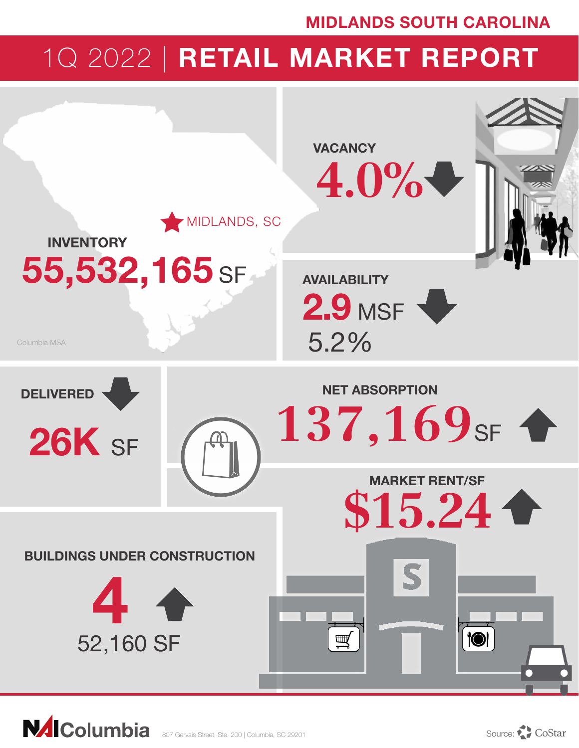MIDLANDS SOUTH CAROLINA

# 1Q 2022 | RETAIL MARKET REPORT

MIDLANDS, SC

**INVENTORY**
**55,532,165** SF

Columbia MSA

**VACANCY**
**4.0%** ↓

**AVAILABILITY**
**2.9** MSF ↓
5.2%

**DELIVERED** ↓
**26K** SF

**NET ABSORPTION**
**137,169** SF ↑

**MARKET RENT/SF**
**$15.24** ↑

**BUILDINGS UNDER CONSTRUCTION**
**4** ↑
52,160 SF

NAI Columbia 807 Gervais Street, Ste. 200 | Columbia, SC 29201

Source: CoStar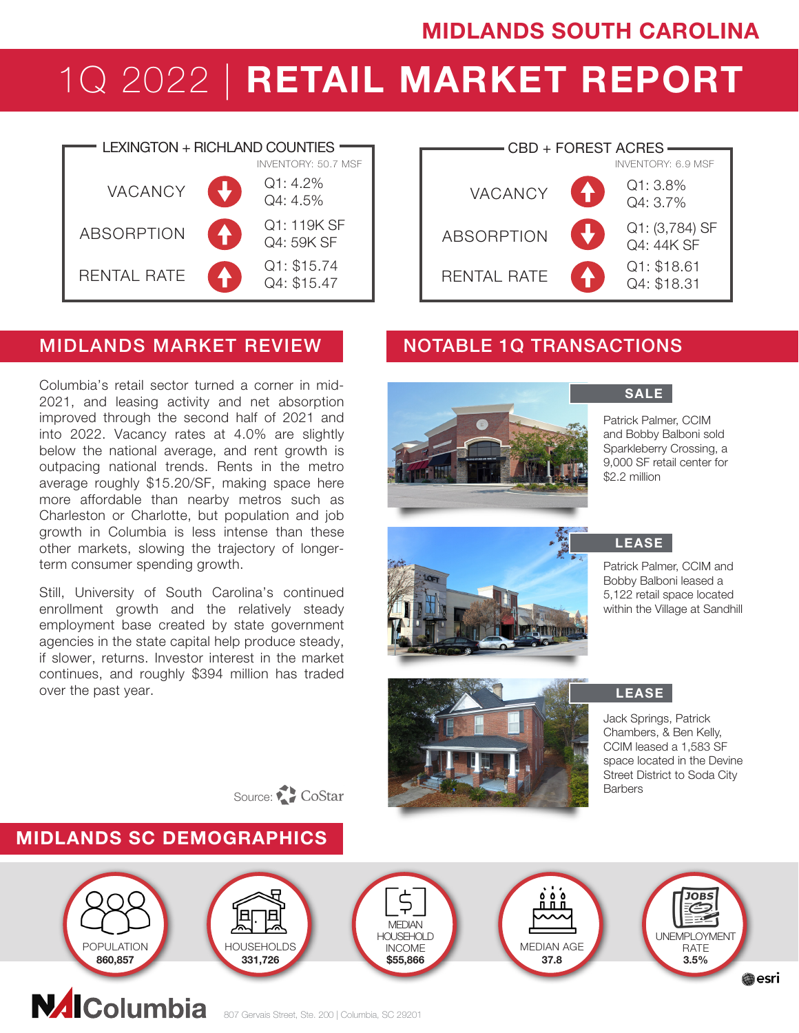# MIDLANDS SOUTH CAROLINA

# 1Q 2022 | RETAIL MARKET REPORT

## LEXINGTON + RICHLAND COUNTIES

INVENTORY: 50.7 MSF

| Metric | Trend | Values |
|---|---|---|
| VACANCY | Down | Q1: 4.2%<br>Q4: 4.5% |
| ABSORPTION | Up | Q1: 119K SF<br>Q4: 59K SF |
| RENTAL RATE | Up | Q1: $15.74<br>Q4: $15.47 |

## CBD + FOREST ACRES

INVENTORY: 6.9 MSF

| Metric | Trend | Values |
|---|---|---|
| VACANCY | Up | Q1: 3.8%<br>Q4: 3.7% |
| ABSORPTION | Down | Q1: (3,784) SF<br>Q4: 44K SF |
| RENTAL RATE | Up | Q1: $18.61<br>Q4: $18.31 |

## MIDLANDS MARKET REVIEW

Columbia's retail sector turned a corner in mid-2021, and leasing activity and net absorption improved through the second half of 2021 and into 2022. Vacancy rates at 4.0% are slightly below the national average, and rent growth is outpacing national trends. Rents in the metro average roughly $15.20/SF, making space here more affordable than nearby metros such as Charleston or Charlotte, but population and job growth in Columbia is less intense than these other markets, slowing the trajectory of longer-term consumer spending growth.

Still, University of South Carolina's continued enrollment growth and the relatively steady employment base created by state government agencies in the state capital help produce steady, if slower, returns. Investor interest in the market continues, and roughly $394 million has traded over the past year.

Source: CoStar

## NOTABLE 1Q TRANSACTIONS

**SALE**

Patrick Palmer, CCIM and Bobby Balboni sold Sparkleberry Crossing, a 9,000 SF retail center for $2.2 million

**LEASE**

Patrick Palmer, CCIM and Bobby Balboni leased a 5,122 retail space located within the Village at Sandhill

**LEASE**

Jack Springs, Patrick Chambers, & Ben Kelly, CCIM leased a 1,583 SF space located in the Devine Street District to Soda City Barbers

## MIDLANDS SC DEMOGRAPHICS

| POPULATION | HOUSEHOLDS | MEDIAN HOUSEHOLD INCOME | MEDIAN AGE | UNEMPLOYMENT RATE |
|---|---|---|---|---|
| 860,857 | 331,726 | $55,866 | 37.8 | 3.5% |

esri

NAI Columbia

807 Gervais Street, Ste. 200 | Columbia, SC 29201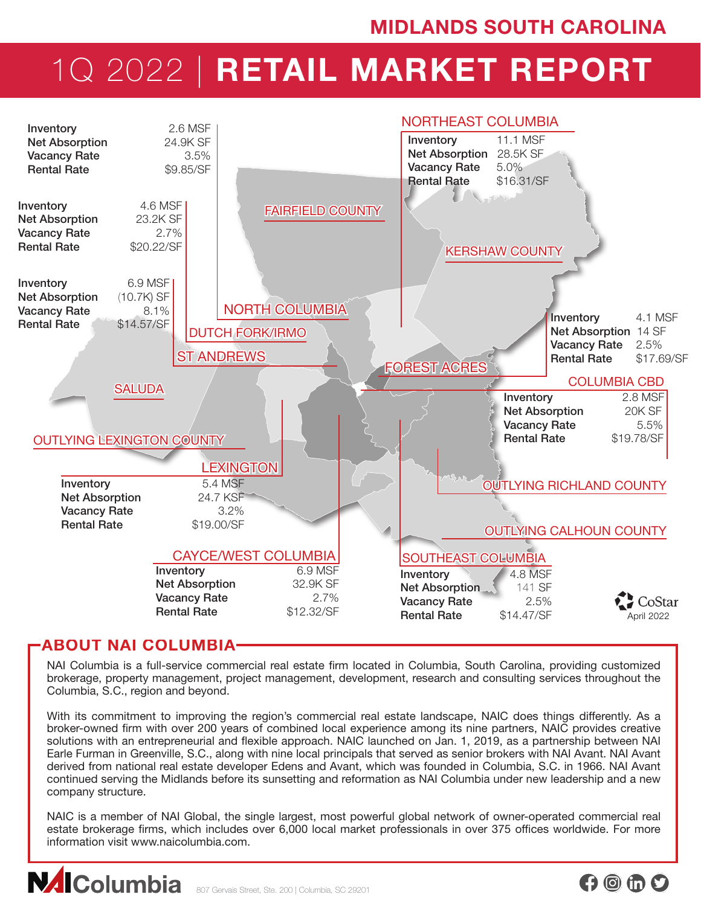MIDLANDS SOUTH CAROLINA

# 1Q 2022 | RETAIL MARKET REPORT

FAIRFIELD COUNTY

| | |
|---|---|
| Inventory | 2.6 MSF |
| Net Absorption | 24.9K SF |
| Vacancy Rate | 3.5% |
| Rental Rate | $9.85/SF |

DUTCH FORK/IRMO

| | |
|---|---|
| Inventory | 4.6 MSF |
| Net Absorption | 23.2K SF |
| Vacancy Rate | 2.7% |
| Rental Rate | $20.22/SF |

ST ANDREWS

| | |
|---|---|
| Inventory | 6.9 MSF |
| Net Absorption | (10.7K) SF |
| Vacancy Rate | 8.1% |
| Rental Rate | $14.57/SF |

NORTHEAST COLUMBIA

| | |
|---|---|
| Inventory | 11.1 MSF |
| Net Absorption | 28.5K SF |
| Vacancy Rate | 5.0% |
| Rental Rate | $16.31/SF |

KERSHAW COUNTY

NORTH COLUMBIA

SALUDA

FOREST ACRES

| | |
|---|---|
| Inventory | 4.1 MSF |
| Net Absorption | 14 SF |
| Vacancy Rate | 2.5% |
| Rental Rate | $17.69/SF |

COLUMBIA CBD

| | |
|---|---|
| Inventory | 2.8 MSF |
| Net Absorption | 20K SF |
| Vacancy Rate | 5.5% |
| Rental Rate | $19.78/SF |

OUTLYING LEXINGTON COUNTY

LEXINGTON

| | |
|---|---|
| Inventory | 5.4 MSF |
| Net Absorption | 24.7 KSF |
| Vacancy Rate | 3.2% |
| Rental Rate | $19.00/SF |

OUTLYING RICHLAND COUNTY

OUTLYING CALHOUN COUNTY

CAYCE/WEST COLUMBIA

| | |
|---|---|
| Inventory | 6.9 MSF |
| Net Absorption | 32.9K SF |
| Vacancy Rate | 2.7% |
| Rental Rate | $12.32/SF |

SOUTHEAST COLUMBIA

| | |
|---|---|
| Inventory | 4.8 MSF |
| Net Absorption | 141 SF |
| Vacancy Rate | 2.5% |
| Rental Rate | $14.47/SF |

CoStar
April 2022

## ABOUT NAI COLUMBIA

NAI Columbia is a full-service commercial real estate firm located in Columbia, South Carolina, providing customized brokerage, property management, project management, development, research and consulting services throughout the Columbia, S.C., region and beyond.

With its commitment to improving the region's commercial real estate landscape, NAIC does things differently. As a broker-owned firm with over 200 years of combined local experience among its nine partners, NAIC provides creative solutions with an entrepreneurial and flexible approach. NAIC launched on Jan. 1, 2019, as a partnership between NAI Earle Furman in Greenville, S.C., along with nine local principals that served as senior brokers with NAI Avant. NAI Avant derived from national real estate developer Edens and Avant, which was founded in Columbia, S.C. in 1966. NAI Avant continued serving the Midlands before its sunsetting and reformation as NAI Columbia under new leadership and a new company structure.

NAIC is a member of NAI Global, the single largest, most powerful global network of owner-operated commercial real estate brokerage firms, which includes over 6,000 local market professionals in over 375 offices worldwide. For more information visit www.naicolumbia.com.

NAI Columbia 807 Gervais Street, Ste. 200 | Columbia, SC 29201